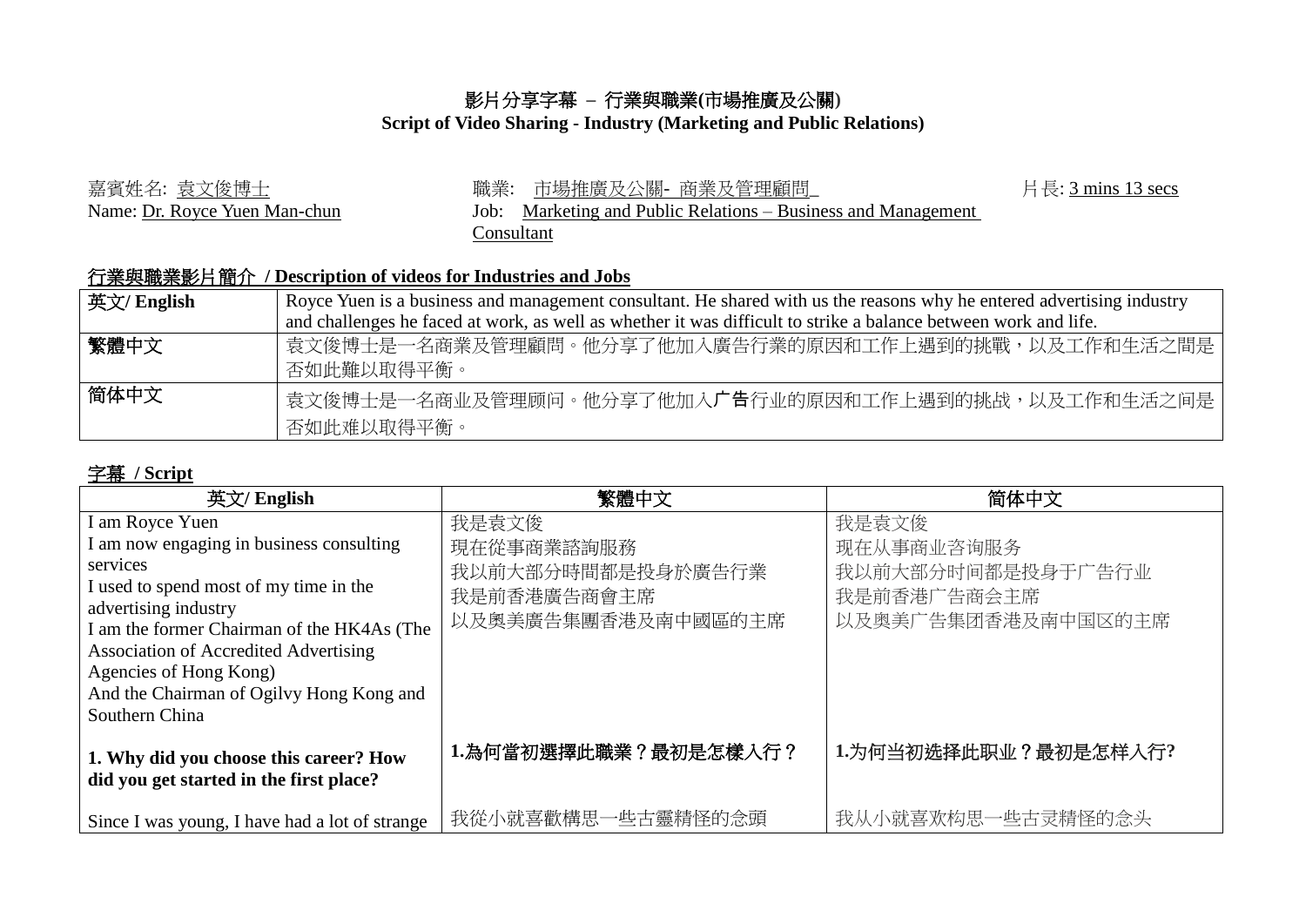# 影片分享字幕 – 行業與職業(市場推廣及公關)
## Script of Video Sharing - Industry (Marketing and Public Relations)

嘉賓姓名: 袁文俊博士
Name: Dr. Royce Yuen Man-chun

職業: 市場推廣及公關- 商業及管理顧問
Job: Marketing and Public Relations – Business and Management Consultant

片長: 3 mins 13 secs

### 行業與職業影片簡介 / Description of videos for Industries and Jobs

| | |
|---|---|
| 英文/ English | Royce Yuen is a business and management consultant. He shared with us the reasons why he entered advertising industry and challenges he faced at work, as well as whether it was difficult to strike a balance between work and life. |
| 繁體中文 | 袁文俊博士是一名商業及管理顧問。他分享了他加入廣告行業的原因和工作上遇到的挑戰，以及工作和生活之間是否如此難以取得平衡。 |
| 简体中文 | 袁文俊博士是一名商业及管理顾问。他分享了他加入广告行业的原因和工作上遇到的挑战，以及工作和生活之间是否如此难以取得平衡。 |

### 字幕 / Script

| 英文/ English | 繁體中文 | 简体中文 |
|---|---|---|
| I am Royce Yuen<br>I am now engaging in business consulting services<br>I used to spend most of my time in the advertising industry<br>I am the former Chairman of the HK4As (The Association of Accredited Advertising Agencies of Hong Kong)<br>And the Chairman of Ogilvy Hong Kong and Southern China | 我是袁文俊<br>現在從事商業諮詢服務<br>我以前大部分時間都是投身於廣告行業<br>我是前香港廣告商會主席<br>以及奧美廣告集團香港及南中國區的主席 | 我是袁文俊<br>现在从事商业咨询服务<br>我以前大部分时间都是投身于广告行业<br>我是前香港广告商会主席<br>以及奥美广告集团香港及南中国区的主席 |
| **1. Why did you choose this career? How did you get started in the first place?** | **1.為何當初選擇此職業？最初是怎樣入行？** | **1.为何当初选择此职业？最初是怎样入行?** |
| Since I was young, I have had a lot of strange | 我從小就喜歡構思一些古靈精怪的念頭 | 我从小就喜欢构思一些古灵精怪的念头 |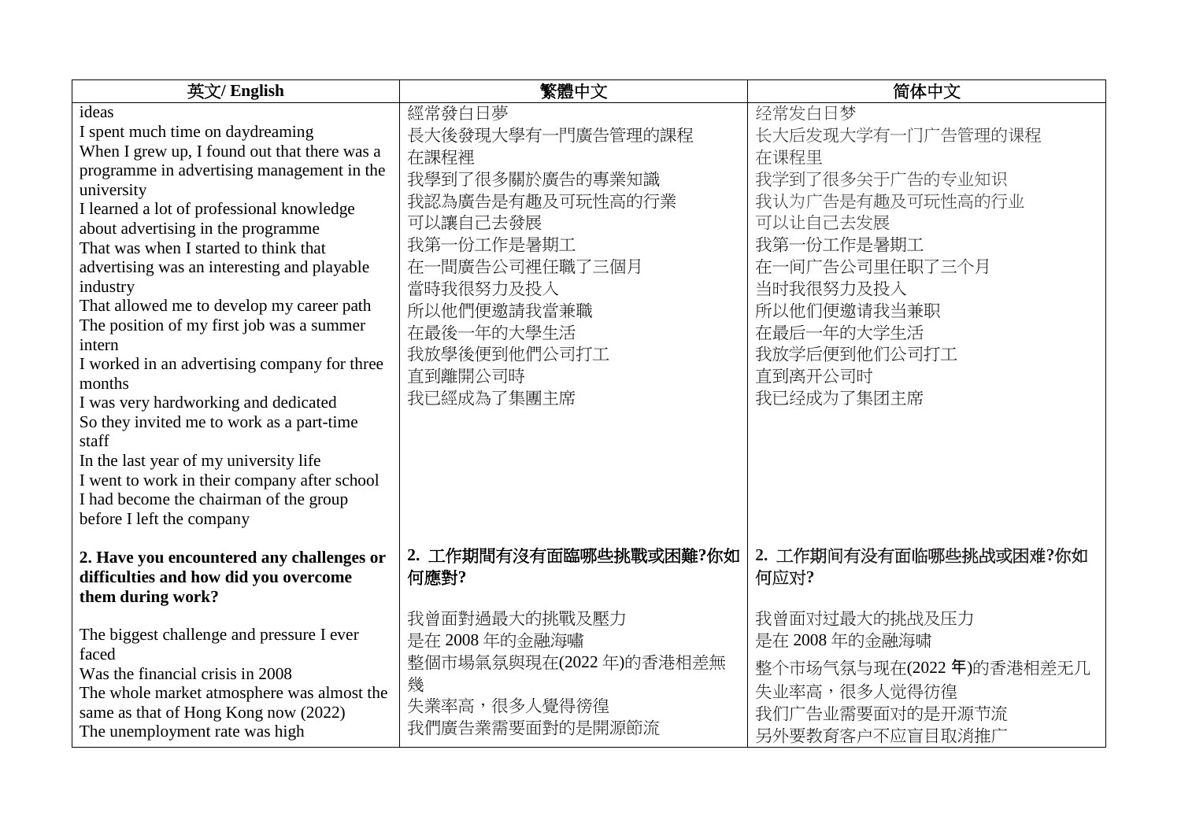| 英文/ English | 繁體中文 | 简体中文 |
| --- | --- | --- |
| ideas<br>I spent much time on daydreaming<br>When I grew up, I found out that there was a programme in advertising management in the university<br>I learned a lot of professional knowledge about advertising in the programme<br>That was when I started to think that advertising was an interesting and playable industry<br>That allowed me to develop my career path<br>The position of my first job was a summer intern<br>I worked in an advertising company for three months<br>I was very hardworking and dedicated<br>So they invited me to work as a part-time staff<br>In the last year of my university life<br>I went to work in their company after school<br>I had become the chairman of the group before I left the company | 經常發白日夢<br>長大後發現大學有一門廣告管理的課程<br>在課程裡<br>我學到了很多關於廣告的專業知識<br>我認為廣告是有趣及可玩性高的行業<br>可以讓自己去發展<br>我第一份工作是暑期工<br>在一間廣告公司裡任職了三個月<br>當時我很努力及投入<br>所以他們便邀請我當兼職<br>在最後一年的大學生活<br>我放學後便到他們公司打工<br>直到離開公司時<br>我已經成為了集團主席 | 经常发白日梦<br>长大后发现大学有一门广告管理的课程<br>在课程里<br>我学到了很多关于广告的专业知识<br>我认为广告是有趣及可玩性高的行业<br>可以让自己去发展<br>我第一份工作是暑期工<br>在一间广告公司里任职了三个月<br>当时我很努力及投入<br>所以他们便邀请我当兼职<br>在最后一年的大学生活<br>我放学后便到他们公司打工<br>直到离开公司时<br>我已经成为了集团主席 |
| **2. Have you encountered any challenges or difficulties and how did you overcome them during work?**<br><br>The biggest challenge and pressure I ever faced<br>Was the financial crisis in 2008<br>The whole market atmosphere was almost the same as that of Hong Kong now (2022)<br>The unemployment rate was high | **2. 工作期間有沒有面臨哪些挑戰或困難?你如何應對?**<br><br>我曾面對過最大的挑戰及壓力<br>是在 2008 年的金融海嘯<br>整個市場氣氛與現在(2022 年)的香港相差無幾<br>失業率高，很多人覺得徬徨<br>我們廣告業需要面對的是開源節流 | **2. 工作期间有没有面临哪些挑战或困难?你如何应对?**<br><br>我曾面对过最大的挑战及压力<br>是在 2008 年的金融海啸<br>整个市场气氛与现在(2022 年)的香港相差无几<br>失业率高，很多人觉得彷徨<br>我们广告业需要面对的是开源节流<br>另外要教育客户不应盲目取消推广 |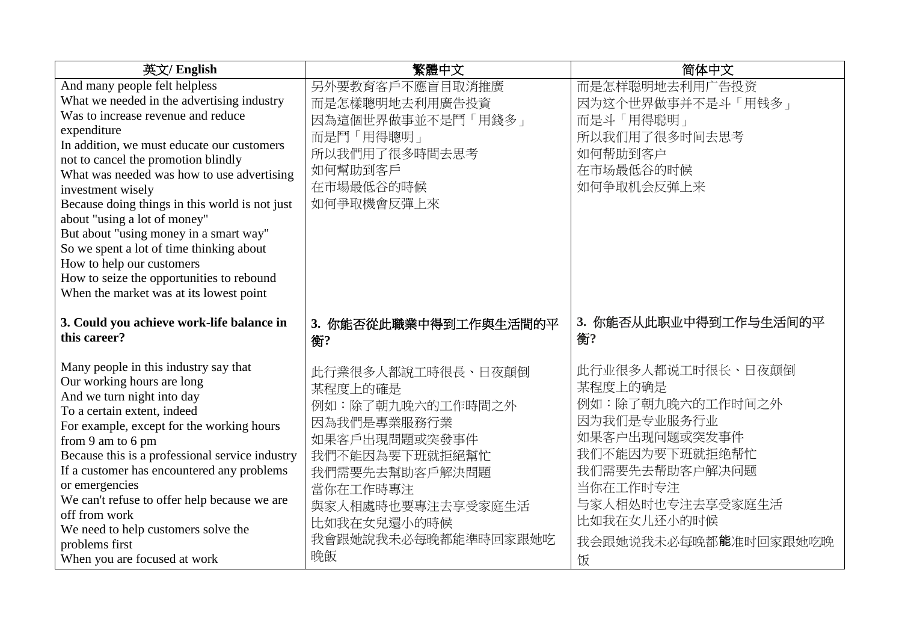| 英文/ English | 繁體中文 | 简体中文 |
| --- | --- | --- |
| And many people felt helpless<br>What we needed in the advertising industry<br>Was to increase revenue and reduce expenditure<br>In addition, we must educate our customers not to cancel the promotion blindly<br>What was needed was how to use advertising investment wisely<br>Because doing things in this world is not just about "using a lot of money"<br>But about "using money in a smart way"<br>So we spent a lot of time thinking about<br>How to help our customers<br>How to seize the opportunities to rebound<br>When the market was at its lowest point | 另外要教育客戶不應盲目取消推廣<br>而是怎樣聰明地去利用廣告投資<br>因為這個世界做事並不是鬥「用錢多」<br>而是鬥「用得聰明」<br>所以我們用了很多時間去思考<br>如何幫助到客戶<br>在市場最低谷的時候<br>如何爭取機會反彈上來 | 而是怎样聪明地去利用广告投资<br>因为这个世界做事并不是斗「用钱多」<br>而是斗「用得聪明」<br>所以我们用了很多时间去思考<br>如何帮助到客户<br>在市场最低谷的时候<br>如何争取机会反弹上来 |
| **3. Could you achieve work-life balance in this career?** | **3. 你能否從此職業中得到工作與生活間的平衡?** | **3. 你能否从此职业中得到工作与生活间的平衡?** |
| Many people in this industry say that<br>Our working hours are long<br>And we turn night into day<br>To a certain extent, indeed<br>For example, except for the working hours from 9 am to 6 pm<br>Because this is a professional service industry<br>If a customer has encountered any problems or emergencies<br>We can't refuse to offer help because we are off from work<br>We need to help customers solve the problems first<br>When you are focused at work | 此行業很多人都說工時很長、日夜顛倒<br>某程度上的確是<br>例如：除了朝九晚六的工作時間之外<br>因為我們是專業服務行業<br>如果客戶出現問題或突發事件<br>我們不能因為要下班就拒絕幫忙<br>我們需要先去幫助客戶解決問題<br>當你在工作時專注<br>與家人相處時也要專注去享受家庭生活<br>比如我在女兒還小的時候<br>我會跟她說我未必每晚都能準時回家跟她吃晚飯 | 此行业很多人都说工时很长、日夜颠倒<br>某程度上的确是<br>例如：除了朝九晚六的工作时间之外<br>因为我们是专业服务行业<br>如果客户出现问题或突发事件<br>我们不能因为要下班就拒绝帮忙<br>我们需要先去帮助客户解决问题<br>当你在工作时专注<br>与家人相处时也专注去享受家庭生活<br>比如我在女儿还小的时候<br>我会跟她说我未必每晚都能准时回家跟她吃晚饭 |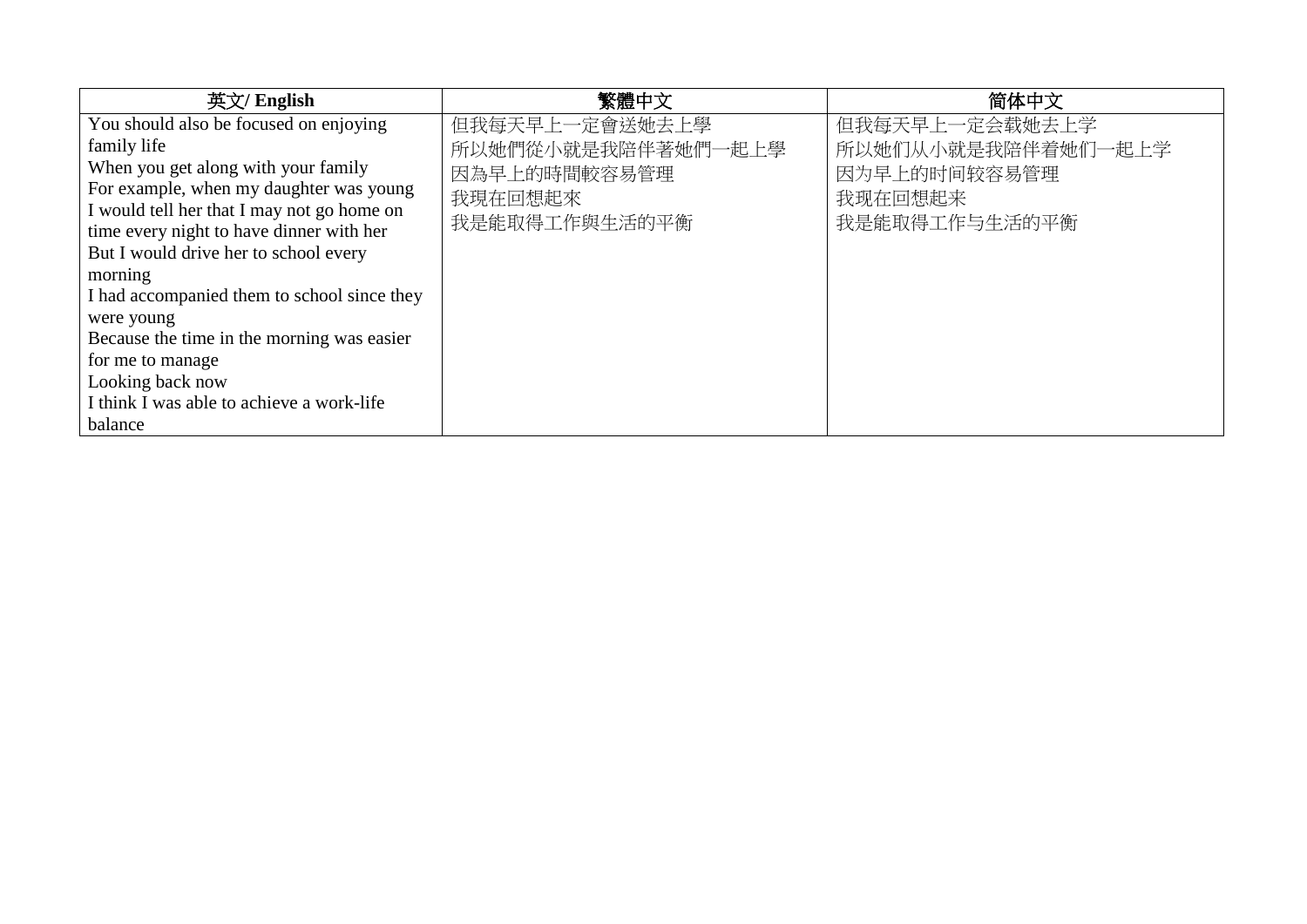| 英文/ English | 繁體中文 | 简体中文 |
| --- | --- | --- |
| You should also be focused on enjoying family life<br>When you get along with your family<br>For example, when my daughter was young<br>I would tell her that I may not go home on time every night to have dinner with her<br>But I would drive her to school every morning<br>I had accompanied them to school since they were young<br>Because the time in the morning was easier for me to manage<br>Looking back now<br>I think I was able to achieve a work-life balance | 但我每天早上一定會送她去上學<br>所以她們從小就是我陪伴著她們一起上學<br>因為早上的時間較容易管理<br>我現在回想起來<br>我是能取得工作與生活的平衡 | 但我每天早上一定会载她去上学<br>所以她们从小就是我陪伴着她们一起上学<br>因为早上的时间较容易管理<br>我现在回想起来<br>我是能取得工作与生活的平衡 |